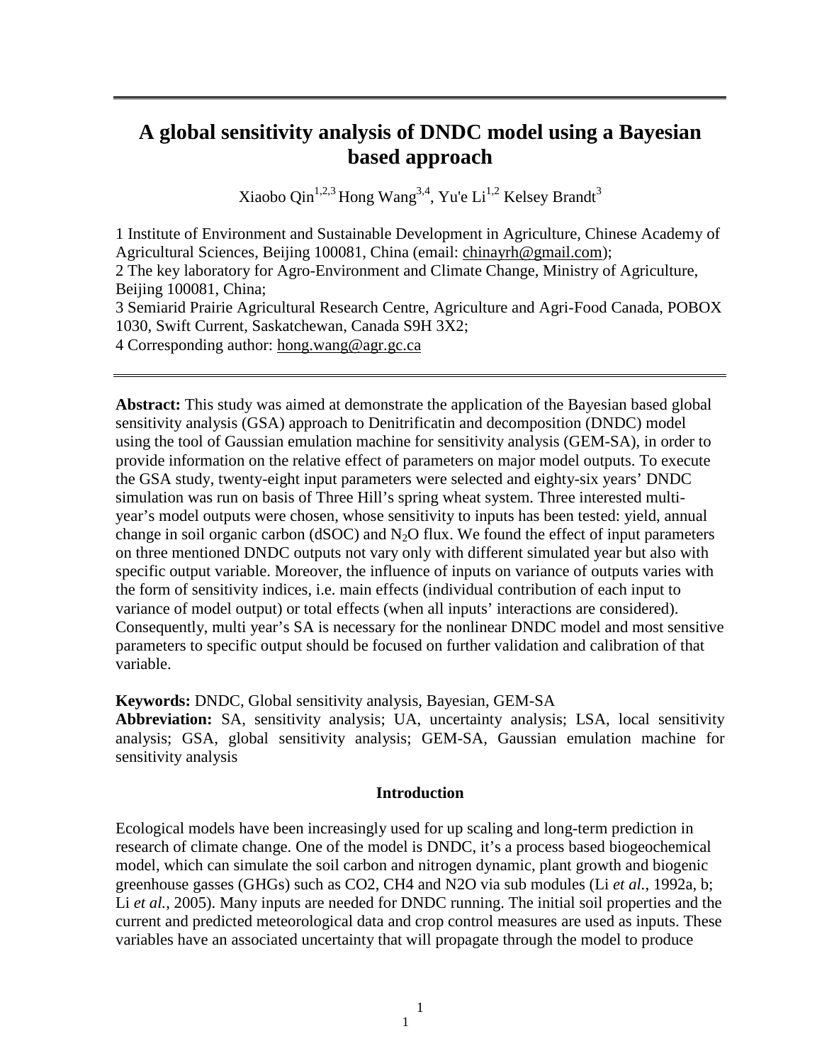# A global sensitivity analysis of DNDC model using a Bayesian based approach

Xiaobo Qin[1,2,3] Hong Wang[3,4], Yu'e Li[1,2] Kelsey Brandt[3]

1 Institute of Environment and Sustainable Development in Agriculture, Chinese Academy of Agricultural Sciences, Beijing 100081, China (email: chinayrh@gmail.com);
2 The key laboratory for Agro-Environment and Climate Change, Ministry of Agriculture, Beijing 100081, China;
3 Semiarid Prairie Agricultural Research Centre, Agriculture and Agri-Food Canada, POBOX 1030, Swift Current, Saskatchewan, Canada S9H 3X2;
4 Corresponding author: hong.wang@agr.gc.ca

**Abstract:** This study was aimed at demonstrate the application of the Bayesian based global sensitivity analysis (GSA) approach to Denitrificatin and decomposition (DNDC) model using the tool of Gaussian emulation machine for sensitivity analysis (GEM-SA), in order to provide information on the relative effect of parameters on major model outputs. To execute the GSA study, twenty-eight input parameters were selected and eighty-six years' DNDC simulation was run on basis of Three Hill's spring wheat system. Three interested multi-year's model outputs were chosen, whose sensitivity to inputs has been tested: yield, annual change in soil organic carbon (dSOC) and $N_2O$ flux. We found the effect of input parameters on three mentioned DNDC outputs not vary only with different simulated year but also with specific output variable. Moreover, the influence of inputs on variance of outputs varies with the form of sensitivity indices, i.e. main effects (individual contribution of each input to variance of model output) or total effects (when all inputs' interactions are considered). Consequently, multi year's SA is necessary for the nonlinear DNDC model and most sensitive parameters to specific output should be focused on further validation and calibration of that variable.

**Keywords:** DNDC, Global sensitivity analysis, Bayesian, GEM-SA

**Abbreviation:** SA, sensitivity analysis; UA, uncertainty analysis; LSA, local sensitivity analysis; GSA, global sensitivity analysis; GEM-SA, Gaussian emulation machine for sensitivity analysis

## Introduction

Ecological models have been increasingly used for up scaling and long-term prediction in research of climate change. One of the model is DNDC, it's a process based biogeochemical model, which can simulate the soil carbon and nitrogen dynamic, plant growth and biogenic greenhouse gasses (GHGs) such as CO2, CH4 and N2O via sub modules (Li *et al.*, 1992a, b; Li *et al.*, 2005). Many inputs are needed for DNDC running. The initial soil properties and the current and predicted meteorological data and crop control measures are used as inputs. These variables have an associated uncertainty that will propagate through the model to produce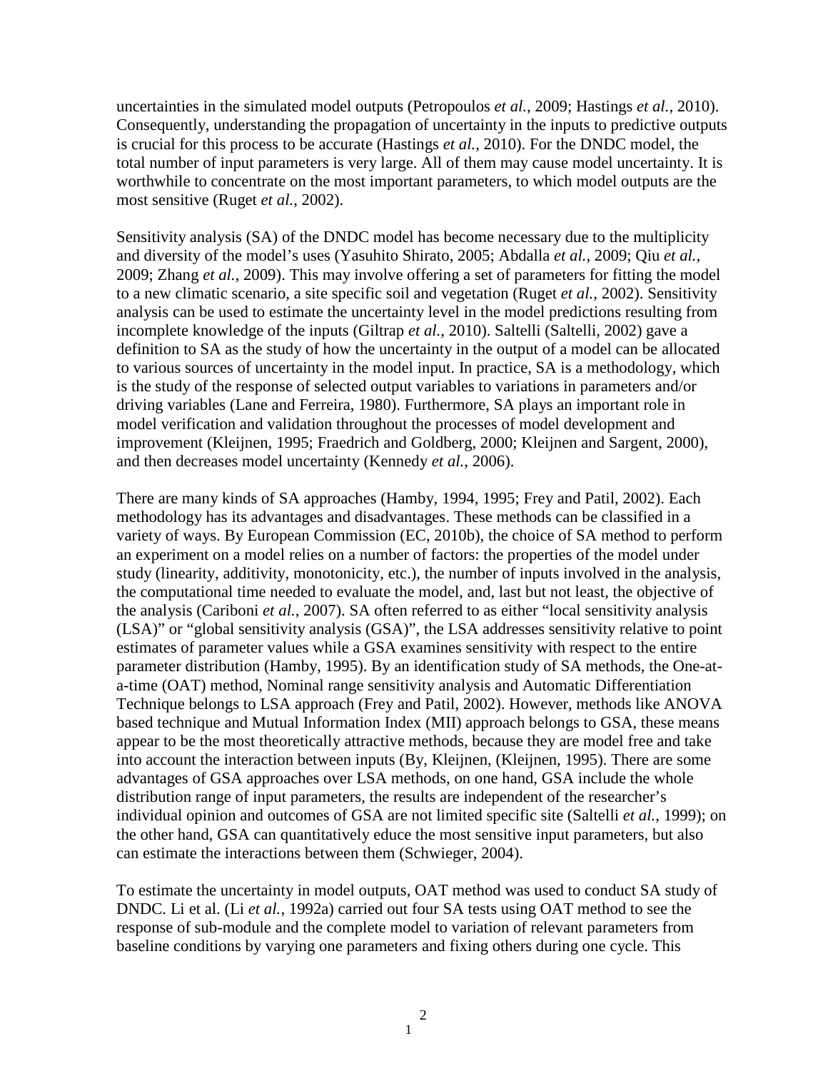uncertainties in the simulated model outputs (Petropoulos *et al.*, 2009; Hastings *et al.*, 2010). Consequently, understanding the propagation of uncertainty in the inputs to predictive outputs is crucial for this process to be accurate (Hastings *et al.*, 2010). For the DNDC model, the total number of input parameters is very large. All of them may cause model uncertainty. It is worthwhile to concentrate on the most important parameters, to which model outputs are the most sensitive (Ruget *et al.*, 2002).

Sensitivity analysis (SA) of the DNDC model has become necessary due to the multiplicity and diversity of the model's uses (Yasuhito Shirato, 2005; Abdalla *et al.*, 2009; Qiu *et al.*, 2009; Zhang *et al.*, 2009). This may involve offering a set of parameters for fitting the model to a new climatic scenario, a site specific soil and vegetation (Ruget *et al.*, 2002). Sensitivity analysis can be used to estimate the uncertainty level in the model predictions resulting from incomplete knowledge of the inputs (Giltrap *et al.*, 2010). Saltelli (Saltelli, 2002) gave a definition to SA as the study of how the uncertainty in the output of a model can be allocated to various sources of uncertainty in the model input. In practice, SA is a methodology, which is the study of the response of selected output variables to variations in parameters and/or driving variables (Lane and Ferreira, 1980). Furthermore, SA plays an important role in model verification and validation throughout the processes of model development and improvement (Kleijnen, 1995; Fraedrich and Goldberg, 2000; Kleijnen and Sargent, 2000), and then decreases model uncertainty (Kennedy *et al.*, 2006).

There are many kinds of SA approaches (Hamby, 1994, 1995; Frey and Patil, 2002). Each methodology has its advantages and disadvantages. These methods can be classified in a variety of ways. By European Commission (EC, 2010b), the choice of SA method to perform an experiment on a model relies on a number of factors: the properties of the model under study (linearity, additivity, monotonicity, etc.), the number of inputs involved in the analysis, the computational time needed to evaluate the model, and, last but not least, the objective of the analysis (Cariboni *et al.*, 2007). SA often referred to as either "local sensitivity analysis (LSA)" or "global sensitivity analysis (GSA)", the LSA addresses sensitivity relative to point estimates of parameter values while a GSA examines sensitivity with respect to the entire parameter distribution (Hamby, 1995). By an identification study of SA methods, the One-at-a-time (OAT) method, Nominal range sensitivity analysis and Automatic Differentiation Technique belongs to LSA approach (Frey and Patil, 2002). However, methods like ANOVA based technique and Mutual Information Index (MII) approach belongs to GSA, these means appear to be the most theoretically attractive methods, because they are model free and take into account the interaction between inputs (By, Kleijnen, (Kleijnen, 1995). There are some advantages of GSA approaches over LSA methods, on one hand, GSA include the whole distribution range of input parameters, the results are independent of the researcher's individual opinion and outcomes of GSA are not limited specific site (Saltelli *et al.*, 1999); on the other hand, GSA can quantitatively educe the most sensitive input parameters, but also can estimate the interactions between them (Schwieger, 2004).

To estimate the uncertainty in model outputs, OAT method was used to conduct SA study of DNDC. Li et al. (Li *et al.*, 1992a) carried out four SA tests using OAT method to see the response of sub-module and the complete model to variation of relevant parameters from baseline conditions by varying one parameters and fixing others during one cycle. This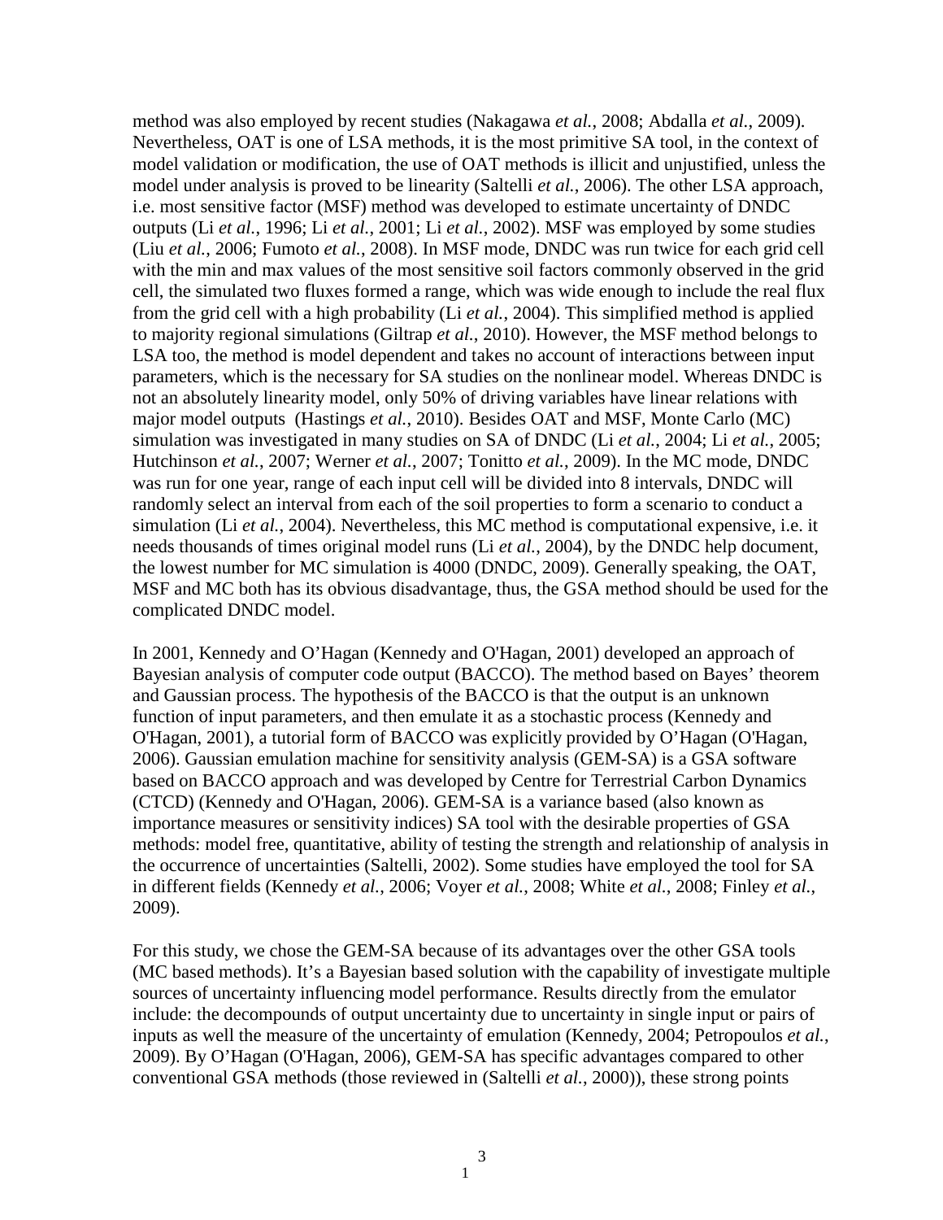method was also employed by recent studies (Nakagawa *et al.*, 2008; Abdalla *et al.*, 2009). Nevertheless, OAT is one of LSA methods, it is the most primitive SA tool, in the context of model validation or modification, the use of OAT methods is illicit and unjustified, unless the model under analysis is proved to be linearity (Saltelli *et al.*, 2006). The other LSA approach, i.e. most sensitive factor (MSF) method was developed to estimate uncertainty of DNDC outputs (Li *et al.*, 1996; Li *et al.*, 2001; Li *et al.*, 2002). MSF was employed by some studies (Liu *et al.*, 2006; Fumoto *et al.*, 2008). In MSF mode, DNDC was run twice for each grid cell with the min and max values of the most sensitive soil factors commonly observed in the grid cell, the simulated two fluxes formed a range, which was wide enough to include the real flux from the grid cell with a high probability (Li *et al.*, 2004). This simplified method is applied to majority regional simulations (Giltrap *et al.*, 2010). However, the MSF method belongs to LSA too, the method is model dependent and takes no account of interactions between input parameters, which is the necessary for SA studies on the nonlinear model. Whereas DNDC is not an absolutely linearity model, only 50% of driving variables have linear relations with major model outputs (Hastings *et al.*, 2010). Besides OAT and MSF, Monte Carlo (MC) simulation was investigated in many studies on SA of DNDC (Li *et al.*, 2004; Li *et al.*, 2005; Hutchinson *et al.*, 2007; Werner *et al.*, 2007; Tonitto *et al.*, 2009). In the MC mode, DNDC was run for one year, range of each input cell will be divided into 8 intervals, DNDC will randomly select an interval from each of the soil properties to form a scenario to conduct a simulation (Li *et al.*, 2004). Nevertheless, this MC method is computational expensive, i.e. it needs thousands of times original model runs (Li *et al.*, 2004), by the DNDC help document, the lowest number for MC simulation is 4000 (DNDC, 2009). Generally speaking, the OAT, MSF and MC both has its obvious disadvantage, thus, the GSA method should be used for the complicated DNDC model.

In 2001, Kennedy and O'Hagan (Kennedy and O'Hagan, 2001) developed an approach of Bayesian analysis of computer code output (BACCO). The method based on Bayes' theorem and Gaussian process. The hypothesis of the BACCO is that the output is an unknown function of input parameters, and then emulate it as a stochastic process (Kennedy and O'Hagan, 2001), a tutorial form of BACCO was explicitly provided by O'Hagan (O'Hagan, 2006). Gaussian emulation machine for sensitivity analysis (GEM-SA) is a GSA software based on BACCO approach and was developed by Centre for Terrestrial Carbon Dynamics (CTCD) (Kennedy and O'Hagan, 2006). GEM-SA is a variance based (also known as importance measures or sensitivity indices) SA tool with the desirable properties of GSA methods: model free, quantitative, ability of testing the strength and relationship of analysis in the occurrence of uncertainties (Saltelli, 2002). Some studies have employed the tool for SA in different fields (Kennedy *et al.*, 2006; Voyer *et al.*, 2008; White *et al.*, 2008; Finley *et al.*, 2009).

For this study, we chose the GEM-SA because of its advantages over the other GSA tools (MC based methods). It's a Bayesian based solution with the capability of investigate multiple sources of uncertainty influencing model performance. Results directly from the emulator include: the decompounds of output uncertainty due to uncertainty in single input or pairs of inputs as well the measure of the uncertainty of emulation (Kennedy, 2004; Petropoulos *et al.*, 2009). By O'Hagan (O'Hagan, 2006), GEM-SA has specific advantages compared to other conventional GSA methods (those reviewed in (Saltelli *et al.*, 2000)), these strong points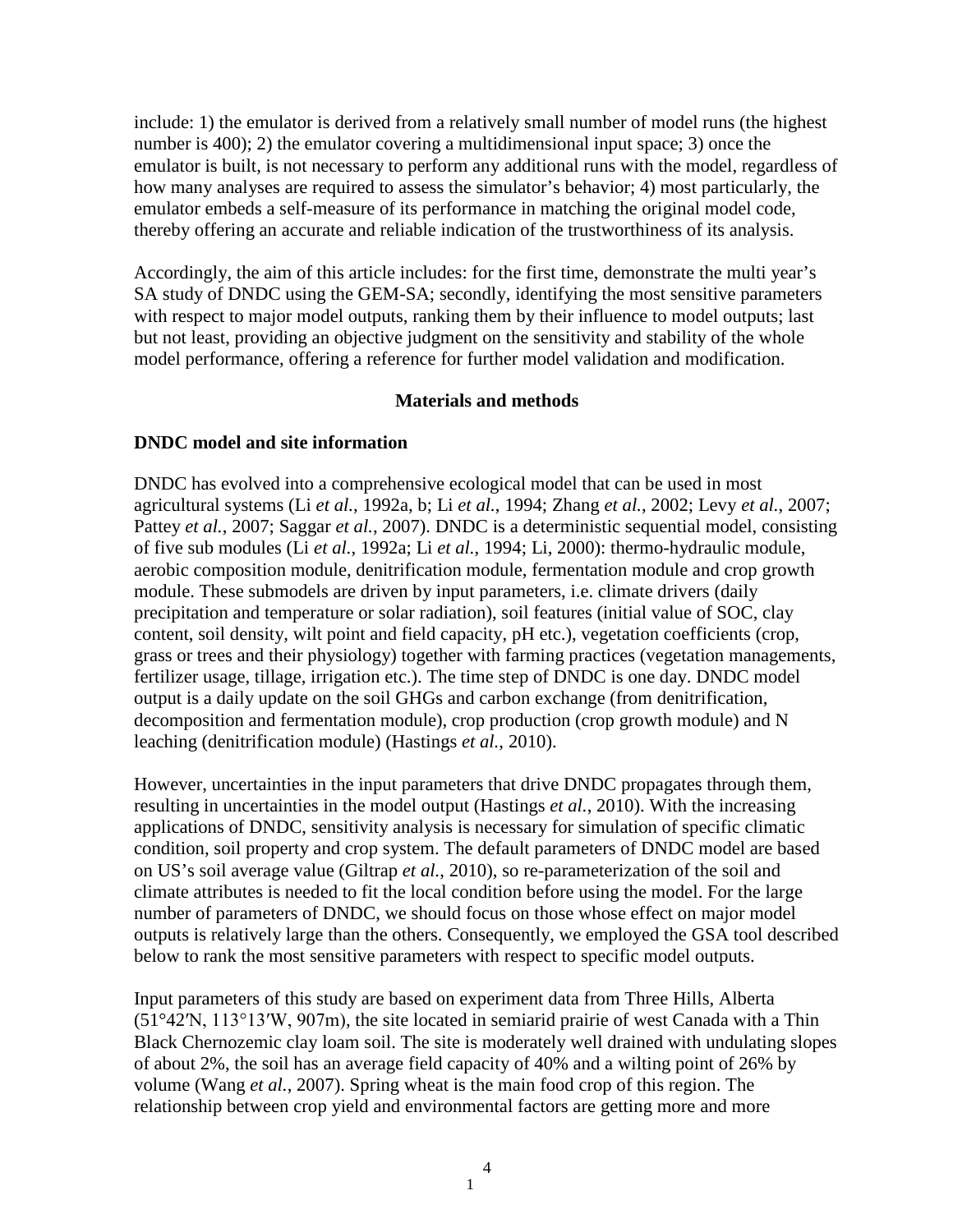include: 1) the emulator is derived from a relatively small number of model runs (the highest number is 400); 2) the emulator covering a multidimensional input space; 3) once the emulator is built, is not necessary to perform any additional runs with the model, regardless of how many analyses are required to assess the simulator's behavior; 4) most particularly, the emulator embeds a self-measure of its performance in matching the original model code, thereby offering an accurate and reliable indication of the trustworthiness of its analysis.

Accordingly, the aim of this article includes: for the first time, demonstrate the multi year's SA study of DNDC using the GEM-SA; secondly, identifying the most sensitive parameters with respect to major model outputs, ranking them by their influence to model outputs; last but not least, providing an objective judgment on the sensitivity and stability of the whole model performance, offering a reference for further model validation and modification.

## Materials and methods

### DNDC model and site information

DNDC has evolved into a comprehensive ecological model that can be used in most agricultural systems (Li *et al.*, 1992a, b; Li *et al.*, 1994; Zhang *et al.*, 2002; Levy *et al.*, 2007; Pattey *et al.*, 2007; Saggar *et al.*, 2007). DNDC is a deterministic sequential model, consisting of five sub modules (Li *et al.*, 1992a; Li *et al.*, 1994; Li, 2000): thermo-hydraulic module, aerobic composition module, denitrification module, fermentation module and crop growth module. These submodels are driven by input parameters, i.e. climate drivers (daily precipitation and temperature or solar radiation), soil features (initial value of SOC, clay content, soil density, wilt point and field capacity, pH etc.), vegetation coefficients (crop, grass or trees and their physiology) together with farming practices (vegetation managements, fertilizer usage, tillage, irrigation etc.). The time step of DNDC is one day. DNDC model output is a daily update on the soil GHGs and carbon exchange (from denitrification, decomposition and fermentation module), crop production (crop growth module) and N leaching (denitrification module) (Hastings *et al.*, 2010).

However, uncertainties in the input parameters that drive DNDC propagates through them, resulting in uncertainties in the model output (Hastings *et al.*, 2010). With the increasing applications of DNDC, sensitivity analysis is necessary for simulation of specific climatic condition, soil property and crop system. The default parameters of DNDC model are based on US's soil average value (Giltrap *et al.*, 2010), so re-parameterization of the soil and climate attributes is needed to fit the local condition before using the model. For the large number of parameters of DNDC, we should focus on those whose effect on major model outputs is relatively large than the others. Consequently, we employed the GSA tool described below to rank the most sensitive parameters with respect to specific model outputs.

Input parameters of this study are based on experiment data from Three Hills, Alberta (51°42′N, 113°13′W, 907m), the site located in semiarid prairie of west Canada with a Thin Black Chernozemic clay loam soil. The site is moderately well drained with undulating slopes of about 2%, the soil has an average field capacity of 40% and a wilting point of 26% by volume (Wang *et al.*, 2007). Spring wheat is the main food crop of this region. The relationship between crop yield and environmental factors are getting more and more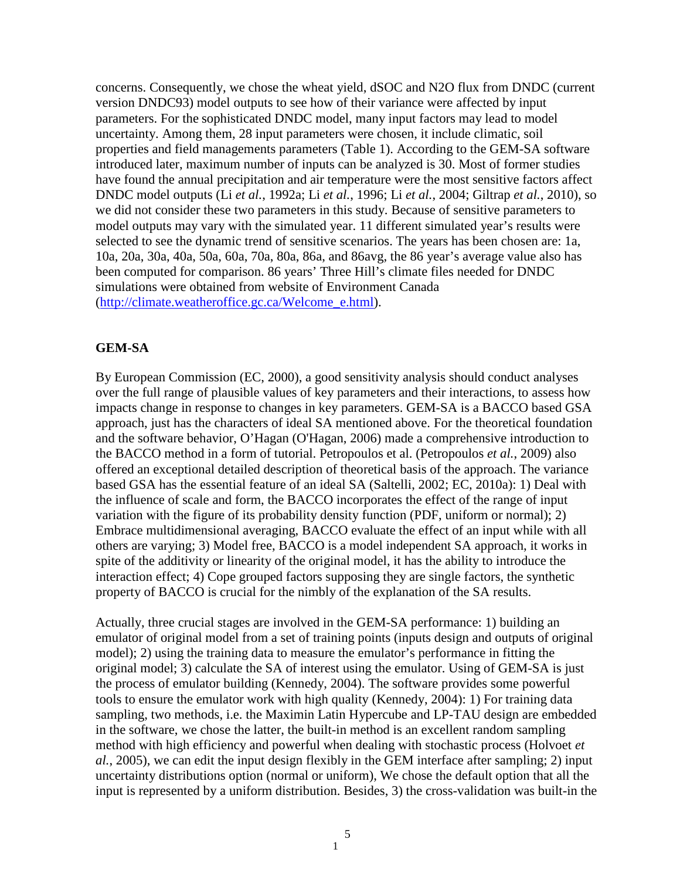concerns. Consequently, we chose the wheat yield, dSOC and N2O flux from DNDC (current version DNDC93) model outputs to see how of their variance were affected by input parameters. For the sophisticated DNDC model, many input factors may lead to model uncertainty. Among them, 28 input parameters were chosen, it include climatic, soil properties and field managements parameters (Table 1). According to the GEM-SA software introduced later, maximum number of inputs can be analyzed is 30. Most of former studies have found the annual precipitation and air temperature were the most sensitive factors affect DNDC model outputs (Li *et al.*, 1992a; Li *et al.*, 1996; Li *et al.*, 2004; Giltrap *et al.*, 2010), so we did not consider these two parameters in this study. Because of sensitive parameters to model outputs may vary with the simulated year. 11 different simulated year's results were selected to see the dynamic trend of sensitive scenarios. The years has been chosen are: 1a, 10a, 20a, 30a, 40a, 50a, 60a, 70a, 80a, 86a, and 86avg, the 86 year's average value also has been computed for comparison. 86 years' Three Hill's climate files needed for DNDC simulations were obtained from website of Environment Canada (http://climate.weatheroffice.gc.ca/Welcome_e.html).

## GEM-SA

By European Commission (EC, 2000), a good sensitivity analysis should conduct analyses over the full range of plausible values of key parameters and their interactions, to assess how impacts change in response to changes in key parameters. GEM-SA is a BACCO based GSA approach, just has the characters of ideal SA mentioned above. For the theoretical foundation and the software behavior, O'Hagan (O'Hagan, 2006) made a comprehensive introduction to the BACCO method in a form of tutorial. Petropoulos et al. (Petropoulos *et al.*, 2009) also offered an exceptional detailed description of theoretical basis of the approach. The variance based GSA has the essential feature of an ideal SA (Saltelli, 2002; EC, 2010a): 1) Deal with the influence of scale and form, the BACCO incorporates the effect of the range of input variation with the figure of its probability density function (PDF, uniform or normal); 2) Embrace multidimensional averaging, BACCO evaluate the effect of an input while with all others are varying; 3) Model free, BACCO is a model independent SA approach, it works in spite of the additivity or linearity of the original model, it has the ability to introduce the interaction effect; 4) Cope grouped factors supposing they are single factors, the synthetic property of BACCO is crucial for the nimbly of the explanation of the SA results.

Actually, three crucial stages are involved in the GEM-SA performance: 1) building an emulator of original model from a set of training points (inputs design and outputs of original model); 2) using the training data to measure the emulator's performance in fitting the original model; 3) calculate the SA of interest using the emulator. Using of GEM-SA is just the process of emulator building (Kennedy, 2004). The software provides some powerful tools to ensure the emulator work with high quality (Kennedy, 2004): 1) For training data sampling, two methods, i.e. the Maximin Latin Hypercube and LP-TAU design are embedded in the software, we chose the latter, the built-in method is an excellent random sampling method with high efficiency and powerful when dealing with stochastic process (Holvoet *et al.*, 2005), we can edit the input design flexibly in the GEM interface after sampling; 2) input uncertainty distributions option (normal or uniform), We chose the default option that all the input is represented by a uniform distribution. Besides, 3) the cross-validation was built-in the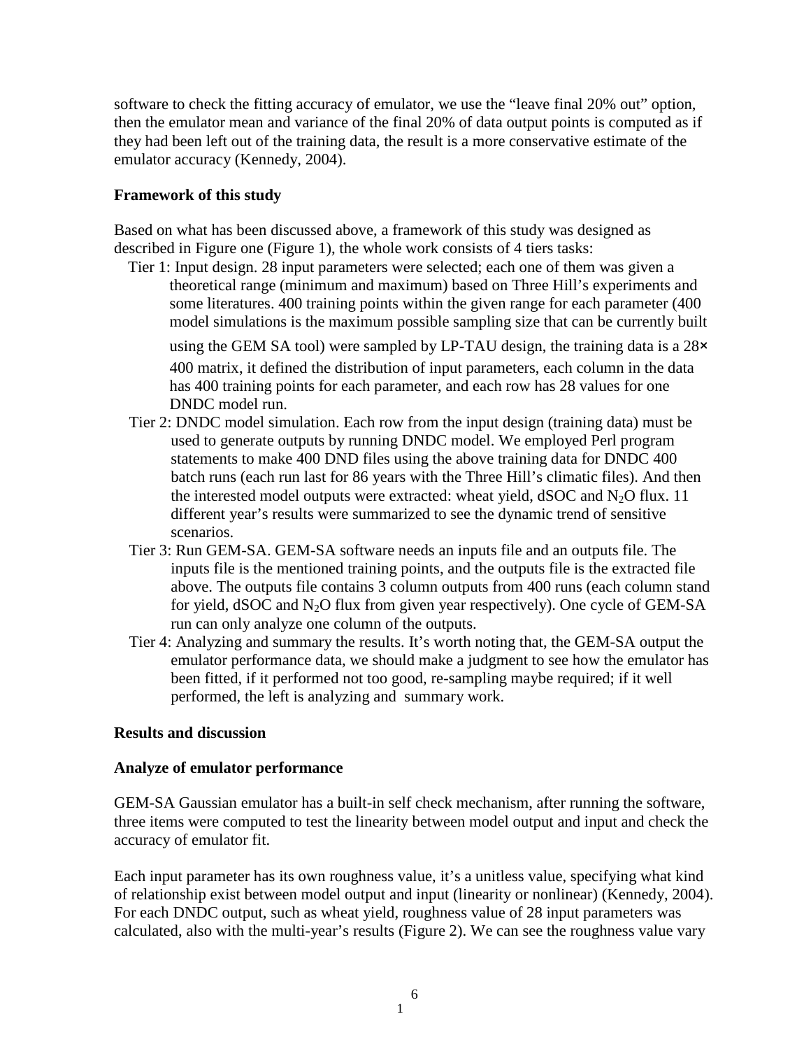software to check the fitting accuracy of emulator, we use the "leave final 20% out" option, then the emulator mean and variance of the final 20% of data output points is computed as if they had been left out of the training data, the result is a more conservative estimate of the emulator accuracy (Kennedy, 2004).

**Framework of this study**

Based on what has been discussed above, a framework of this study was designed as described in Figure one (Figure 1), the whole work consists of 4 tiers tasks:

Tier 1: Input design. 28 input parameters were selected; each one of them was given a theoretical range (minimum and maximum) based on Three Hill's experiments and some literatures. 400 training points within the given range for each parameter (400 model simulations is the maximum possible sampling size that can be currently built using the GEM SA tool) were sampled by LP-TAU design, the training data is a 28× 400 matrix, it defined the distribution of input parameters, each column in the data has 400 training points for each parameter, and each row has 28 values for one DNDC model run.

Tier 2: DNDC model simulation. Each row from the input design (training data) must be used to generate outputs by running DNDC model. We employed Perl program statements to make 400 DND files using the above training data for DNDC 400 batch runs (each run last for 86 years with the Three Hill's climatic files). And then the interested model outputs were extracted: wheat yield, dSOC and $N_2O$ flux. 11 different year's results were summarized to see the dynamic trend of sensitive scenarios.

Tier 3: Run GEM-SA. GEM-SA software needs an inputs file and an outputs file. The inputs file is the mentioned training points, and the outputs file is the extracted file above. The outputs file contains 3 column outputs from 400 runs (each column stand for yield, dSOC and $N_2O$ flux from given year respectively). One cycle of GEM-SA run can only analyze one column of the outputs.

Tier 4: Analyzing and summary the results. It's worth noting that, the GEM-SA output the emulator performance data, we should make a judgment to see how the emulator has been fitted, if it performed not too good, re-sampling maybe required; if it well performed, the left is analyzing and summary work.

**Results and discussion**

**Analyze of emulator performance**

GEM-SA Gaussian emulator has a built-in self check mechanism, after running the software, three items were computed to test the linearity between model output and input and check the accuracy of emulator fit.

Each input parameter has its own roughness value, it's a unitless value, specifying what kind of relationship exist between model output and input (linearity or nonlinear) (Kennedy, 2004). For each DNDC output, such as wheat yield, roughness value of 28 input parameters was calculated, also with the multi-year's results (Figure 2). We can see the roughness value vary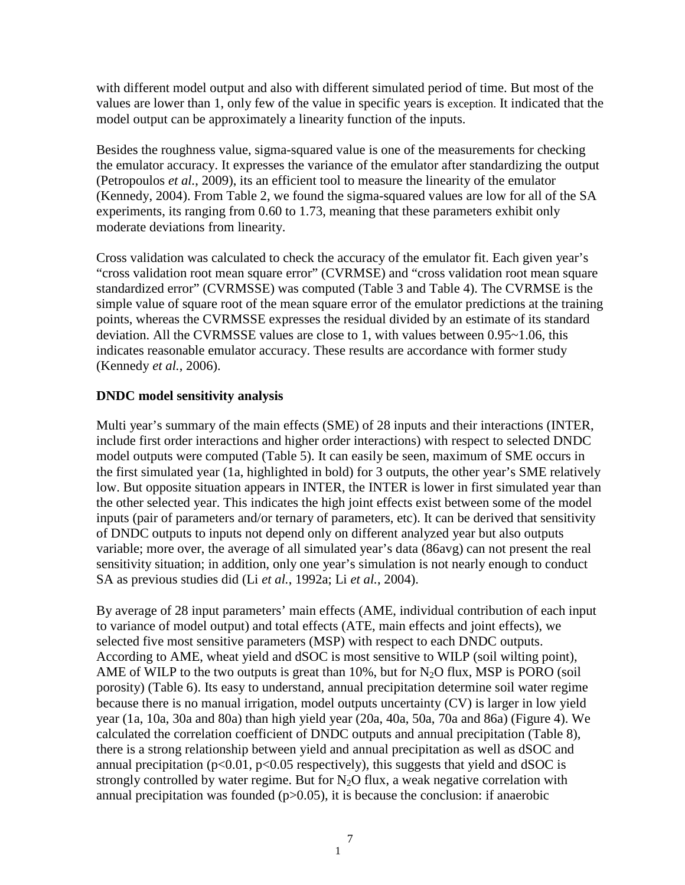with different model output and also with different simulated period of time. But most of the values are lower than 1, only few of the value in specific years is exception. It indicated that the model output can be approximately a linearity function of the inputs.

Besides the roughness value, sigma-squared value is one of the measurements for checking the emulator accuracy. It expresses the variance of the emulator after standardizing the output (Petropoulos *et al.*, 2009), its an efficient tool to measure the linearity of the emulator (Kennedy, 2004). From Table 2, we found the sigma-squared values are low for all of the SA experiments, its ranging from 0.60 to 1.73, meaning that these parameters exhibit only moderate deviations from linearity.

Cross validation was calculated to check the accuracy of the emulator fit. Each given year's "cross validation root mean square error" (CVRMSE) and "cross validation root mean square standardized error" (CVRMSSE) was computed (Table 3 and Table 4). The CVRMSE is the simple value of square root of the mean square error of the emulator predictions at the training points, whereas the CVRMSSE expresses the residual divided by an estimate of its standard deviation. All the CVRMSSE values are close to 1, with values between 0.95~1.06, this indicates reasonable emulator accuracy. These results are accordance with former study (Kennedy *et al.*, 2006).

**DNDC model sensitivity analysis**

Multi year's summary of the main effects (SME) of 28 inputs and their interactions (INTER, include first order interactions and higher order interactions) with respect to selected DNDC model outputs were computed (Table 5). It can easily be seen, maximum of SME occurs in the first simulated year (1a, highlighted in bold) for 3 outputs, the other year's SME relatively low. But opposite situation appears in INTER, the INTER is lower in first simulated year than the other selected year. This indicates the high joint effects exist between some of the model inputs (pair of parameters and/or ternary of parameters, etc). It can be derived that sensitivity of DNDC outputs to inputs not depend only on different analyzed year but also outputs variable; more over, the average of all simulated year's data (86avg) can not present the real sensitivity situation; in addition, only one year's simulation is not nearly enough to conduct SA as previous studies did (Li *et al.*, 1992a; Li *et al.*, 2004).

By average of 28 input parameters' main effects (AME, individual contribution of each input to variance of model output) and total effects (ATE, main effects and joint effects), we selected five most sensitive parameters (MSP) with respect to each DNDC outputs. According to AME, wheat yield and dSOC is most sensitive to WILP (soil wilting point), AME of WILP to the two outputs is great than 10%, but for $N_2O$ flux, MSP is PORO (soil porosity) (Table 6). Its easy to understand, annual precipitation determine soil water regime because there is no manual irrigation, model outputs uncertainty (CV) is larger in low yield year (1a, 10a, 30a and 80a) than high yield year (20a, 40a, 50a, 70a and 86a) (Figure 4). We calculated the correlation coefficient of DNDC outputs and annual precipitation (Table 8), there is a strong relationship between yield and annual precipitation as well as dSOC and annual precipitation ($p<0.01$, $p<0.05$ respectively), this suggests that yield and dSOC is strongly controlled by water regime. But for $N_2O$ flux, a weak negative correlation with annual precipitation was founded ($p>0.05$), it is because the conclusion: if anaerobic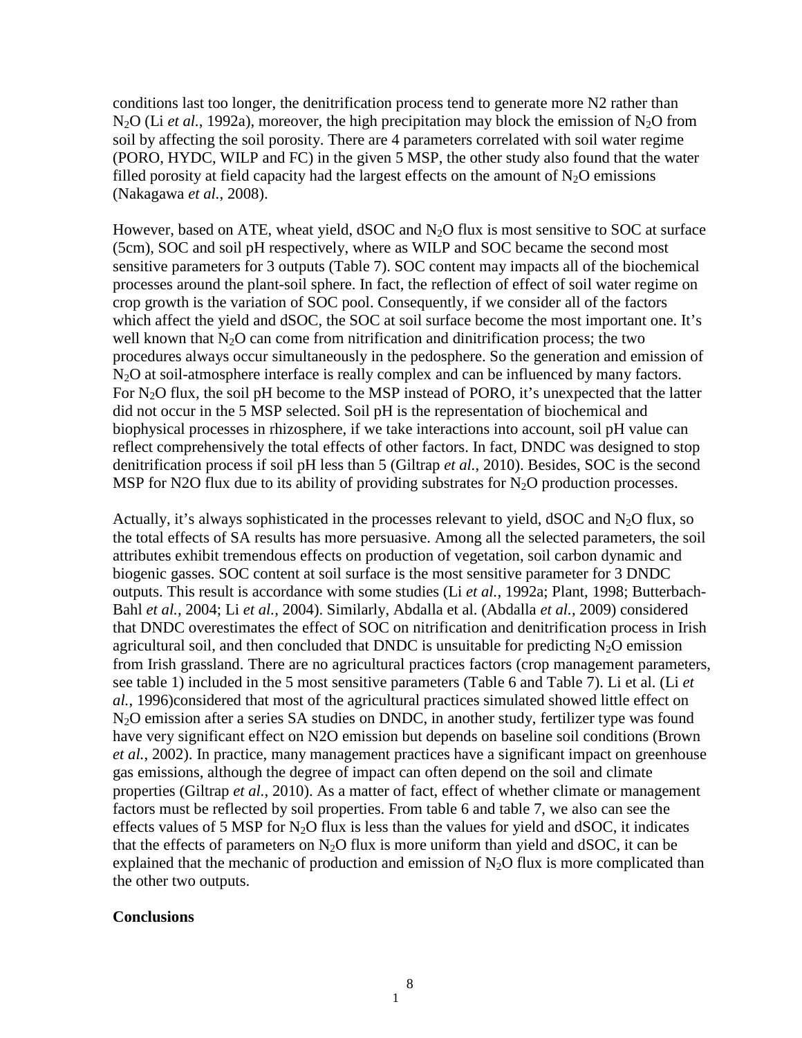conditions last too longer, the denitrification process tend to generate more N2 rather than $N_2O$ (Li *et al.*, 1992a), moreover, the high precipitation may block the emission of $N_2O$ from soil by affecting the soil porosity. There are 4 parameters correlated with soil water regime (PORO, HYDC, WILP and FC) in the given 5 MSP, the other study also found that the water filled porosity at field capacity had the largest effects on the amount of $N_2O$ emissions (Nakagawa *et al.*, 2008).

However, based on ATE, wheat yield, dSOC and $N_2O$ flux is most sensitive to SOC at surface (5cm), SOC and soil pH respectively, where as WILP and SOC became the second most sensitive parameters for 3 outputs (Table 7). SOC content may impacts all of the biochemical processes around the plant-soil sphere. In fact, the reflection of effect of soil water regime on crop growth is the variation of SOC pool. Consequently, if we consider all of the factors which affect the yield and dSOC, the SOC at soil surface become the most important one. It's well known that $N_2O$ can come from nitrification and dinitrification process; the two procedures always occur simultaneously in the pedosphere. So the generation and emission of $N_2O$ at soil-atmosphere interface is really complex and can be influenced by many factors. For $N_2O$ flux, the soil pH become to the MSP instead of PORO, it's unexpected that the latter did not occur in the 5 MSP selected. Soil pH is the representation of biochemical and biophysical processes in rhizosphere, if we take interactions into account, soil pH value can reflect comprehensively the total effects of other factors. In fact, DNDC was designed to stop denitrification process if soil pH less than 5 (Giltrap *et al.*, 2010). Besides, SOC is the second MSP for N2O flux due to its ability of providing substrates for $N_2O$ production processes.

Actually, it's always sophisticated in the processes relevant to yield, dSOC and $N_2O$ flux, so the total effects of SA results has more persuasive. Among all the selected parameters, the soil attributes exhibit tremendous effects on production of vegetation, soil carbon dynamic and biogenic gasses. SOC content at soil surface is the most sensitive parameter for 3 DNDC outputs. This result is accordance with some studies (Li *et al.*, 1992a; Plant, 1998; Butterbach-Bahl *et al.*, 2004; Li *et al.*, 2004). Similarly, Abdalla et al. (Abdalla *et al.*, 2009) considered that DNDC overestimates the effect of SOC on nitrification and denitrification process in Irish agricultural soil, and then concluded that DNDC is unsuitable for predicting $N_2O$ emission from Irish grassland. There are no agricultural practices factors (crop management parameters, see table 1) included in the 5 most sensitive parameters (Table 6 and Table 7). Li et al. (Li *et al.*, 1996)considered that most of the agricultural practices simulated showed little effect on $N_2O$ emission after a series SA studies on DNDC, in another study, fertilizer type was found have very significant effect on N2O emission but depends on baseline soil conditions (Brown *et al.*, 2002). In practice, many management practices have a significant impact on greenhouse gas emissions, although the degree of impact can often depend on the soil and climate properties (Giltrap *et al.*, 2010). As a matter of fact, effect of whether climate or management factors must be reflected by soil properties. From table 6 and table 7, we also can see the effects values of 5 MSP for $N_2O$ flux is less than the values for yield and dSOC, it indicates that the effects of parameters on $N_2O$ flux is more uniform than yield and dSOC, it can be explained that the mechanic of production and emission of $N_2O$ flux is more complicated than the other two outputs.

## Conclusions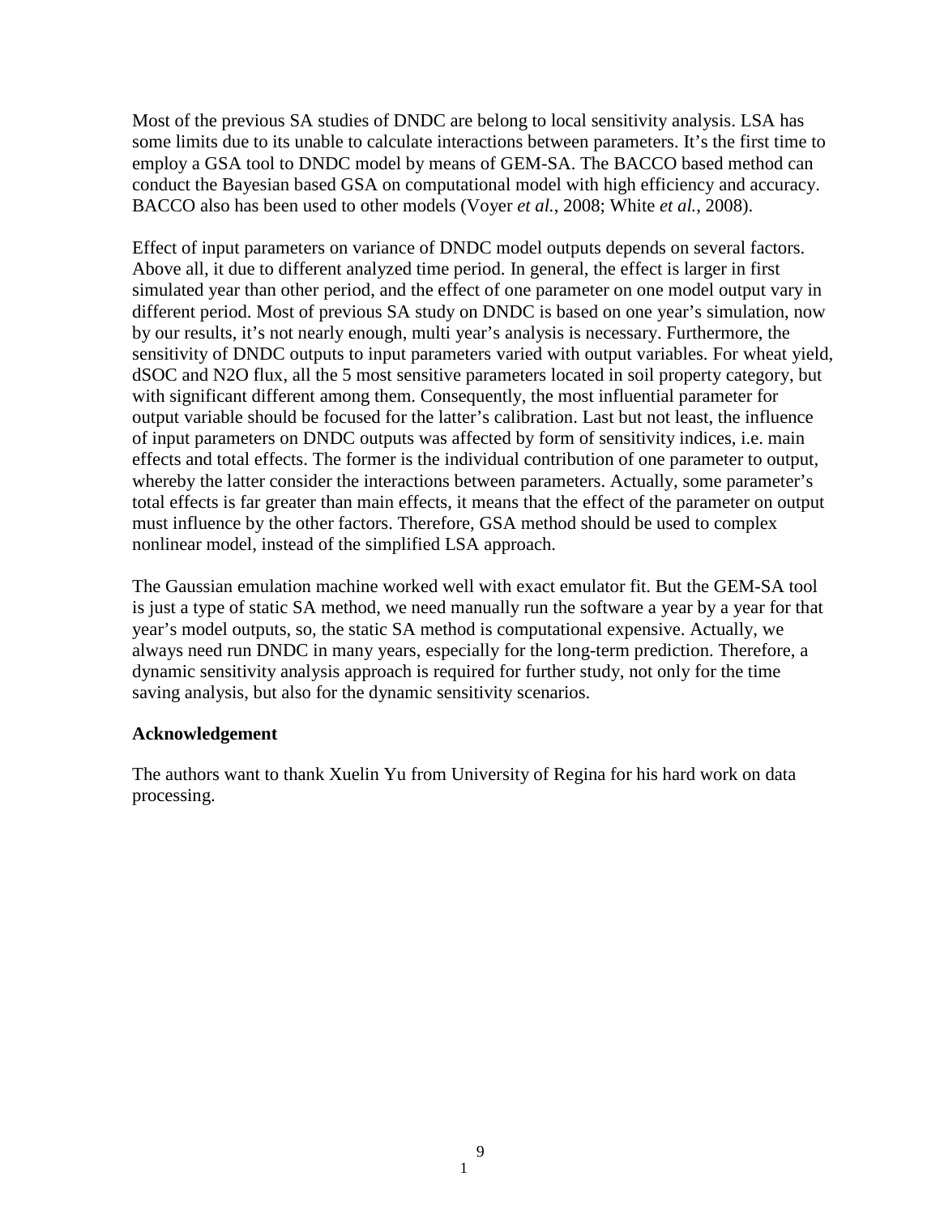Most of the previous SA studies of DNDC are belong to local sensitivity analysis. LSA has some limits due to its unable to calculate interactions between parameters. It's the first time to employ a GSA tool to DNDC model by means of GEM-SA. The BACCO based method can conduct the Bayesian based GSA on computational model with high efficiency and accuracy. BACCO also has been used to other models (Voyer *et al.*, 2008; White *et al.*, 2008).

Effect of input parameters on variance of DNDC model outputs depends on several factors. Above all, it due to different analyzed time period. In general, the effect is larger in first simulated year than other period, and the effect of one parameter on one model output vary in different period. Most of previous SA study on DNDC is based on one year's simulation, now by our results, it's not nearly enough, multi year's analysis is necessary. Furthermore, the sensitivity of DNDC outputs to input parameters varied with output variables. For wheat yield, dSOC and N2O flux, all the 5 most sensitive parameters located in soil property category, but with significant different among them. Consequently, the most influential parameter for output variable should be focused for the latter's calibration. Last but not least, the influence of input parameters on DNDC outputs was affected by form of sensitivity indices, i.e. main effects and total effects. The former is the individual contribution of one parameter to output, whereby the latter consider the interactions between parameters. Actually, some parameter's total effects is far greater than main effects, it means that the effect of the parameter on output must influence by the other factors. Therefore, GSA method should be used to complex nonlinear model, instead of the simplified LSA approach.

The Gaussian emulation machine worked well with exact emulator fit. But the GEM-SA tool is just a type of static SA method, we need manually run the software a year by a year for that year's model outputs, so, the static SA method is computational expensive. Actually, we always need run DNDC in many years, especially for the long-term prediction. Therefore, a dynamic sensitivity analysis approach is required for further study, not only for the time saving analysis, but also for the dynamic sensitivity scenarios.

**Acknowledgement**

The authors want to thank Xuelin Yu from University of Regina for his hard work on data processing.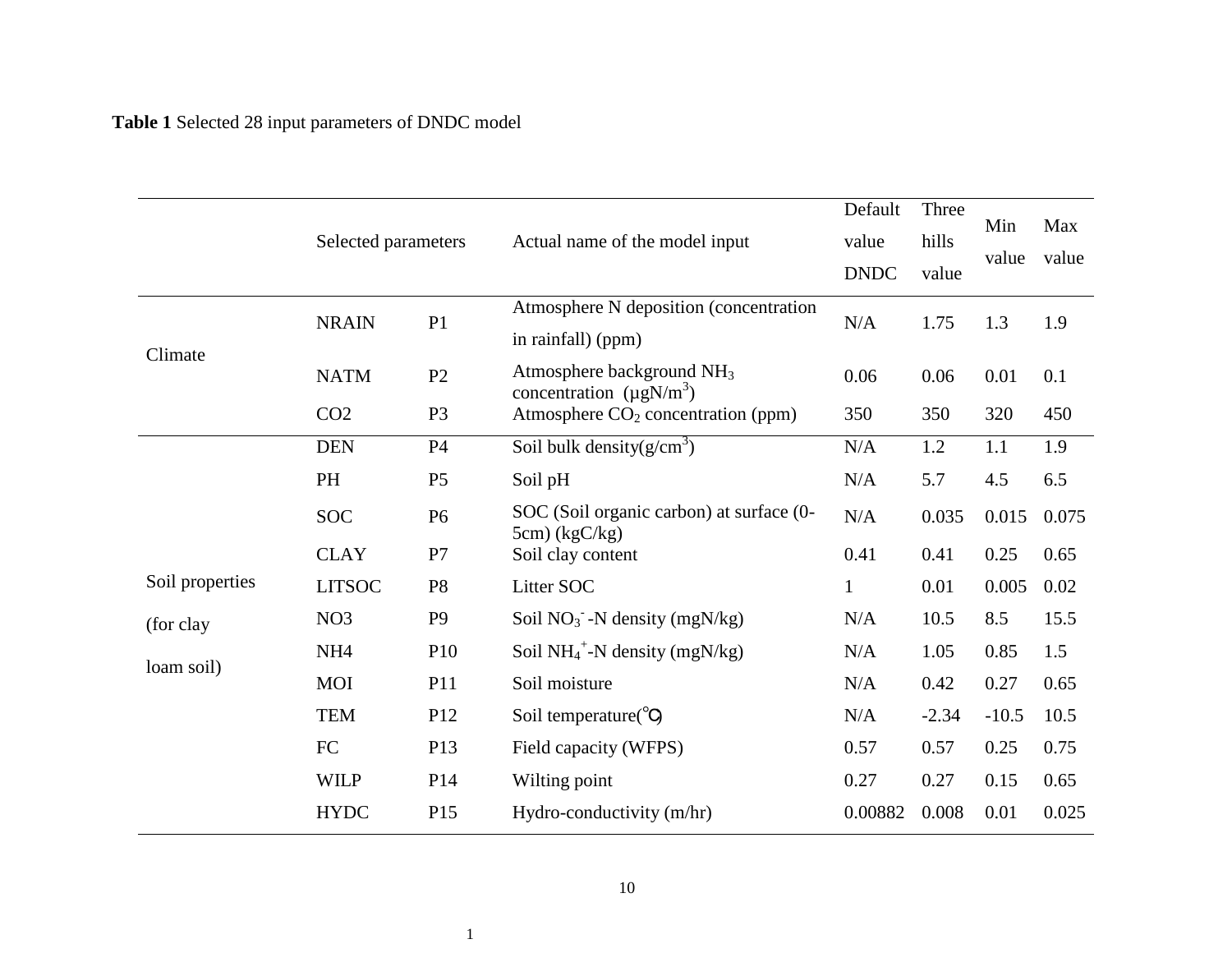**Table 1** Selected 28 input parameters of DNDC model

| | Selected parameters | | Actual name of the model input | Default value DNDC | Three hills value | Min value | Max value |
|---|---|---|---|---|---|---|---|
| Climate | NRAIN | P1 | Atmosphere N deposition (concentration in rainfall) (ppm) | N/A | 1.75 | 1.3 | 1.9 |
| | NATM | P2 | Atmosphere background $NH_3$ concentration (μgN/$m^3$) | 0.06 | 0.06 | 0.01 | 0.1 |
| | CO2 | P3 | Atmosphere $CO_2$ concentration (ppm) | 350 | 350 | 320 | 450 |
| Soil properties (for clay loam soil) | DEN | P4 | Soil bulk density(g/$cm^3$) | N/A | 1.2 | 1.1 | 1.9 |
| | PH | P5 | Soil pH | N/A | 5.7 | 4.5 | 6.5 |
| | SOC | P6 | SOC (Soil organic carbon) at surface (0-5cm) (kgC/kg) | N/A | 0.035 | 0.015 | 0.075 |
| | CLAY | P7 | Soil clay content | 0.41 | 0.41 | 0.25 | 0.65 |
| | LITSOC | P8 | Litter SOC | 1 | 0.01 | 0.005 | 0.02 |
| | NO3 | P9 | Soil $NO_3^-$-N density (mgN/kg) | N/A | 10.5 | 8.5 | 15.5 |
| | NH4 | P10 | Soil $NH_4^+$-N density (mgN/kg) | N/A | 1.05 | 0.85 | 1.5 |
| | MOI | P11 | Soil moisture | N/A | 0.42 | 0.27 | 0.65 |
| | TEM | P12 | Soil temperature(℃) | N/A | -2.34 | -10.5 | 10.5 |
| | FC | P13 | Field capacity (WFPS) | 0.57 | 0.57 | 0.25 | 0.75 |
| | WILP | P14 | Wilting point | 0.27 | 0.27 | 0.15 | 0.65 |
| | HYDC | P15 | Hydro-conductivity (m/hr) | 0.00882 | 0.008 | 0.01 | 0.025 |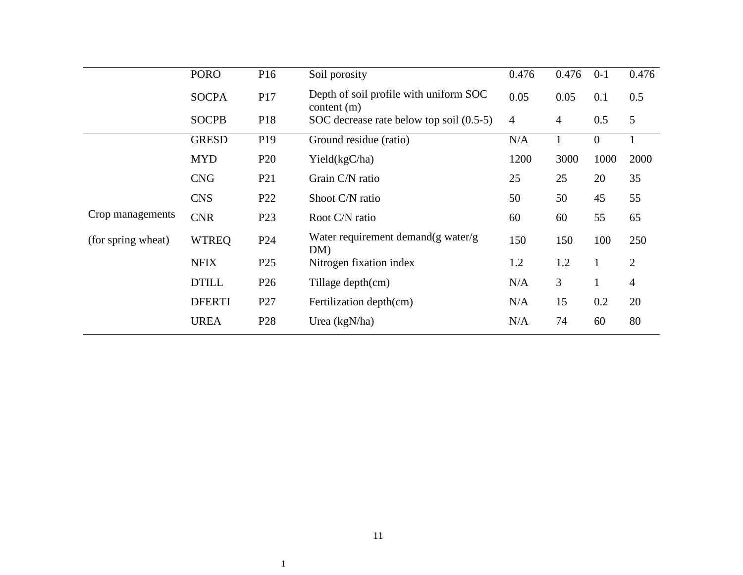| | | | | | | | |
|---|---|---|---|---|---|---|---|
| | PORO | P16 | Soil porosity | 0.476 | 0.476 | 0-1 | 0.476 |
| | SOCPA | P17 | Depth of soil profile with uniform SOC content (m) | 0.05 | 0.05 | 0.1 | 0.5 |
| | SOCPB | P18 | SOC decrease rate below top soil (0.5-5) | 4 | 4 | 0.5 | 5 |
| Crop managements (for spring wheat) | GRESD | P19 | Ground residue (ratio) | N/A | 1 | 0 | 1 |
| | MYD | P20 | Yield(kgC/ha) | 1200 | 3000 | 1000 | 2000 |
| | CNG | P21 | Grain C/N ratio | 25 | 25 | 20 | 35 |
| | CNS | P22 | Shoot C/N ratio | 50 | 50 | 45 | 55 |
| | CNR | P23 | Root C/N ratio | 60 | 60 | 55 | 65 |
| | WTREQ | P24 | Water requirement demand(g water/g DM) | 150 | 150 | 100 | 250 |
| | NFIX | P25 | Nitrogen fixation index | 1.2 | 1.2 | 1 | 2 |
| | DTILL | P26 | Tillage depth(cm) | N/A | 3 | 1 | 4 |
| | DFERTI | P27 | Fertilization depth(cm) | N/A | 15 | 0.2 | 20 |
| | UREA | P28 | Urea (kgN/ha) | N/A | 74 | 60 | 80 |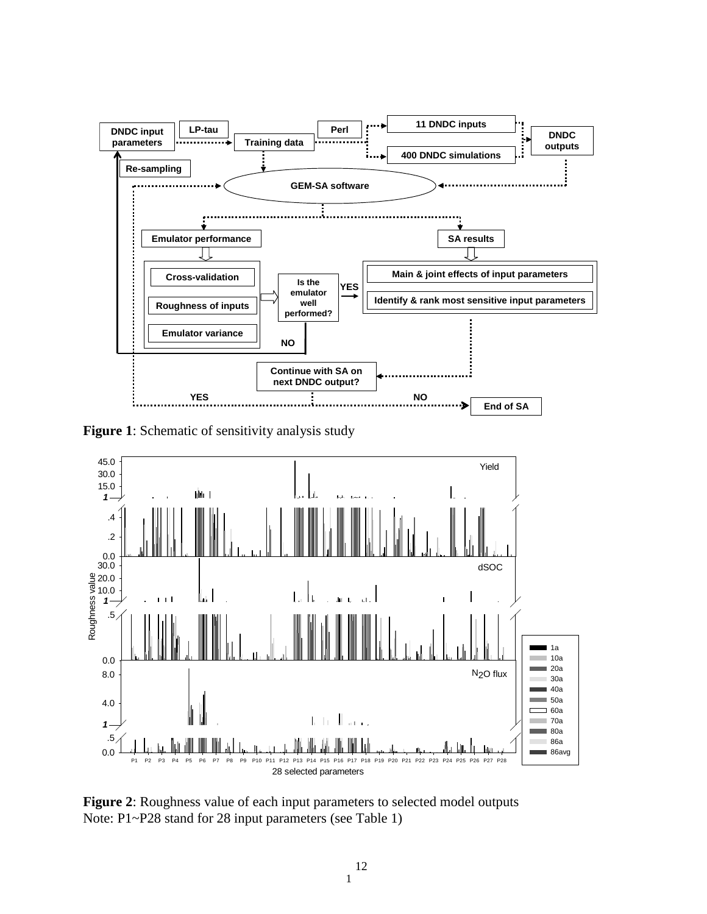DNDC input parameters

LP-tau

Training data

Perl

11 DNDC inputs

400 DNDC simulations

DNDC outputs

Re-sampling

GEM-SA software

Emulator performance

SA results

Cross-validation

Roughness of inputs

Emulator variance

Is the emulator well performed?

YES

NO

Main & joint effects of input parameters

Identify & rank most sensitive input parameters

Continue with SA on next DNDC output?

YES

NO

End of SA

**Figure 1**: Schematic of sensitivity analysis study

Yield

dSOC

$N_2O$ flux

Roughness value

45.0
30.0
15.0
1
.4
.2
0.0
30.0
20.0
10.0
1
.5
0.0
8.0
4.0
1
.5
0.0

P1 P2 P3 P4 P5 P6 P7 P8 P9 P10 P11 P12 P13 P14 P15 P16 P17 P18 P19 P20 P21 P22 P23 P24 P25 P26 P27 P28

28 selected parameters

1a
10a
20a
30a
40a
50a
60a
70a
80a
86a
86avg

**Figure 2**: Roughness value of each input parameters to selected model outputs
Note: P1~P28 stand for 28 input parameters (see Table 1)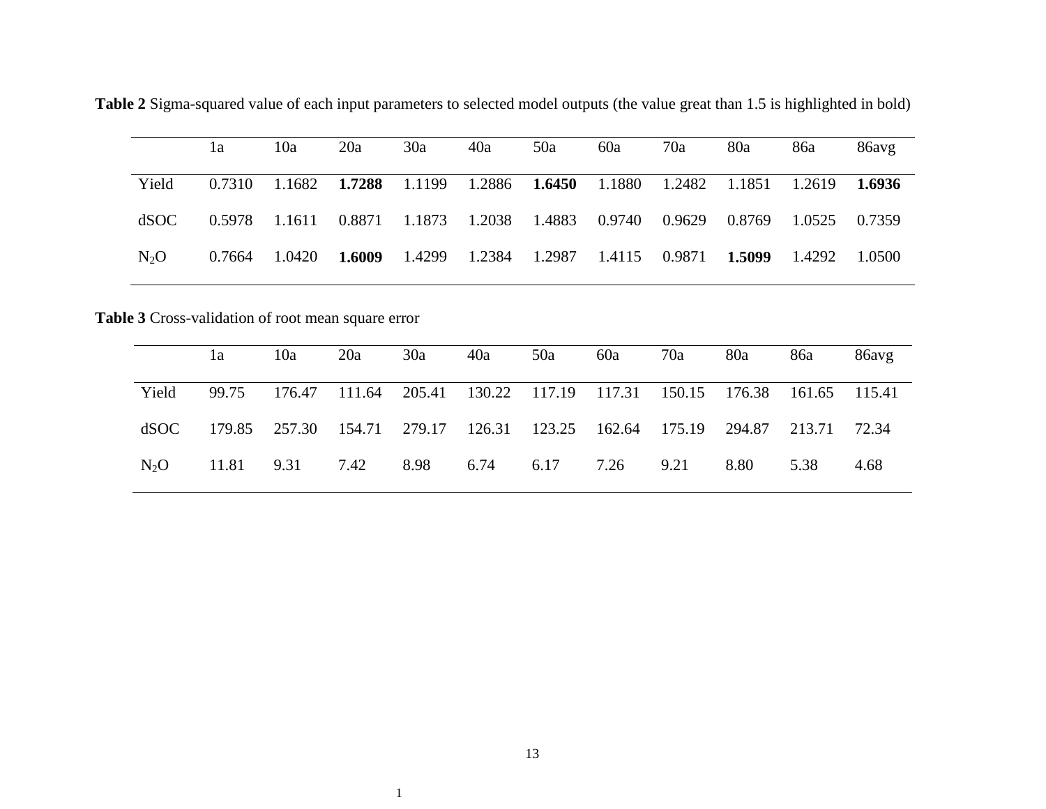**Table 2** Sigma-squared value of each input parameters to selected model outputs (the value great than 1.5 is highlighted in bold)

| | 1a | 10a | 20a | 30a | 40a | 50a | 60a | 70a | 80a | 86a | 86avg |
|---|---|---|---|---|---|---|---|---|---|---|---|
| Yield | 0.7310 | 1.1682 | **1.7288** | 1.1199 | 1.2886 | **1.6450** | 1.1880 | 1.2482 | 1.1851 | 1.2619 | **1.6936** |
| dSOC | 0.5978 | 1.1611 | 0.8871 | 1.1873 | 1.2038 | 1.4883 | 0.9740 | 0.9629 | 0.8769 | 1.0525 | 0.7359 |
| $N_2O$ | 0.7664 | 1.0420 | **1.6009** | 1.4299 | 1.2384 | 1.2987 | 1.4115 | 0.9871 | **1.5099** | 1.4292 | 1.0500 |

**Table 3** Cross-validation of root mean square error

| | 1a | 10a | 20a | 30a | 40a | 50a | 60a | 70a | 80a | 86a | 86avg |
|---|---|---|---|---|---|---|---|---|---|---|---|
| Yield | 99.75 | 176.47 | 111.64 | 205.41 | 130.22 | 117.19 | 117.31 | 150.15 | 176.38 | 161.65 | 115.41 |
| dSOC | 179.85 | 257.30 | 154.71 | 279.17 | 126.31 | 123.25 | 162.64 | 175.19 | 294.87 | 213.71 | 72.34 |
| $N_2O$ | 11.81 | 9.31 | 7.42 | 8.98 | 6.74 | 6.17 | 7.26 | 9.21 | 8.80 | 5.38 | 4.68 |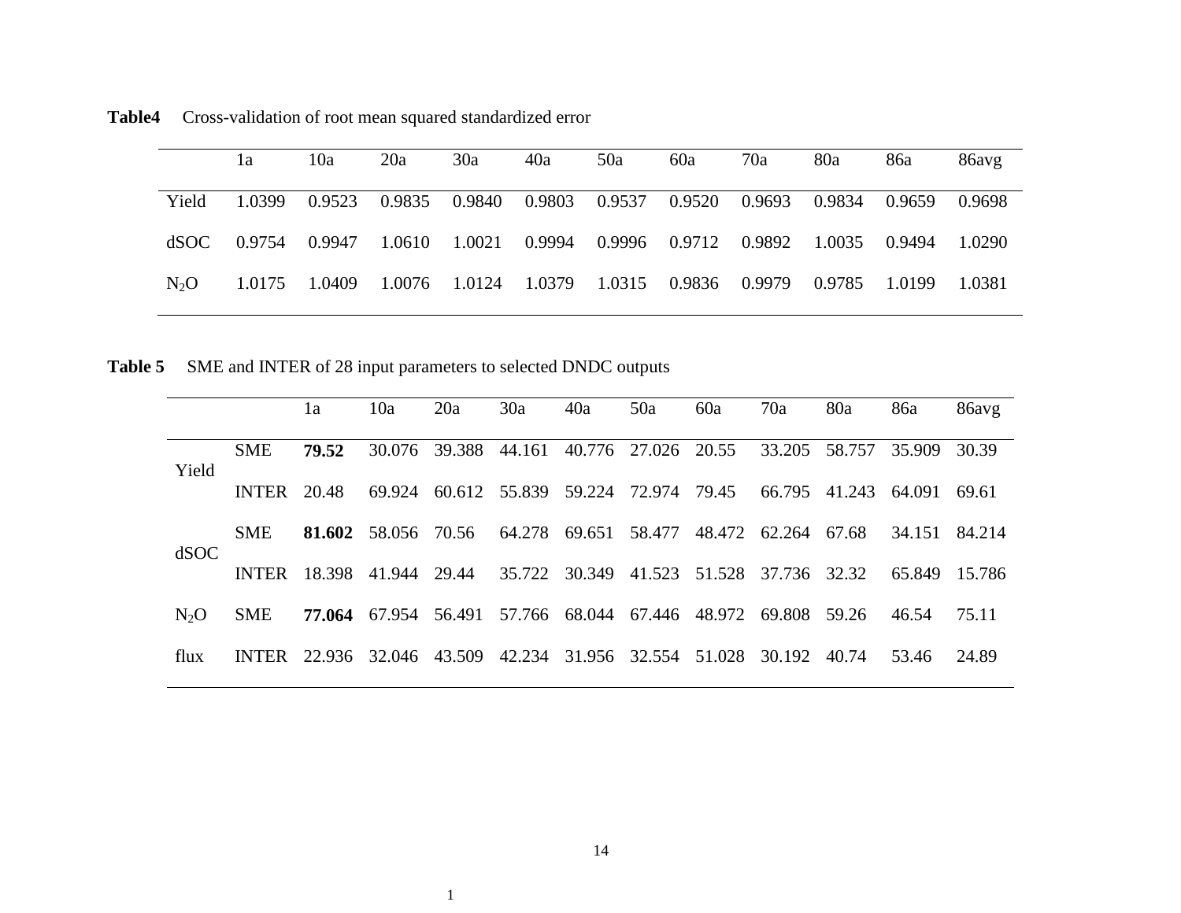**Table4** Cross-validation of root mean squared standardized error

| | 1a | 10a | 20a | 30a | 40a | 50a | 60a | 70a | 80a | 86a | 86avg |
|---|---|---|---|---|---|---|---|---|---|---|---|
| Yield | 1.0399 | 0.9523 | 0.9835 | 0.9840 | 0.9803 | 0.9537 | 0.9520 | 0.9693 | 0.9834 | 0.9659 | 0.9698 |
| dSOC | 0.9754 | 0.9947 | 1.0610 | 1.0021 | 0.9994 | 0.9996 | 0.9712 | 0.9892 | 1.0035 | 0.9494 | 1.0290 |
| $N_2O$ | 1.0175 | 1.0409 | 1.0076 | 1.0124 | 1.0379 | 1.0315 | 0.9836 | 0.9979 | 0.9785 | 1.0199 | 1.0381 |

**Table 5** SME and INTER of 28 input parameters to selected DNDC outputs

| | | 1a | 10a | 20a | 30a | 40a | 50a | 60a | 70a | 80a | 86a | 86avg |
|---|---|---|---|---|---|---|---|---|---|---|---|---|
| Yield | SME | **79.52** | 30.076 | 39.388 | 44.161 | 40.776 | 27.026 | 20.55 | 33.205 | 58.757 | 35.909 | 30.39 |
| | INTER | 20.48 | 69.924 | 60.612 | 55.839 | 59.224 | 72.974 | 79.45 | 66.795 | 41.243 | 64.091 | 69.61 |
| dSOC | SME | **81.602** | 58.056 | 70.56 | 64.278 | 69.651 | 58.477 | 48.472 | 62.264 | 67.68 | 34.151 | 84.214 |
| | INTER | 18.398 | 41.944 | 29.44 | 35.722 | 30.349 | 41.523 | 51.528 | 37.736 | 32.32 | 65.849 | 15.786 |
| $N_2O$ flux | SME | **77.064** | 67.954 | 56.491 | 57.766 | 68.044 | 67.446 | 48.972 | 69.808 | 59.26 | 46.54 | 75.11 |
| | INTER | 22.936 | 32.046 | 43.509 | 42.234 | 31.956 | 32.554 | 51.028 | 30.192 | 40.74 | 53.46 | 24.89 |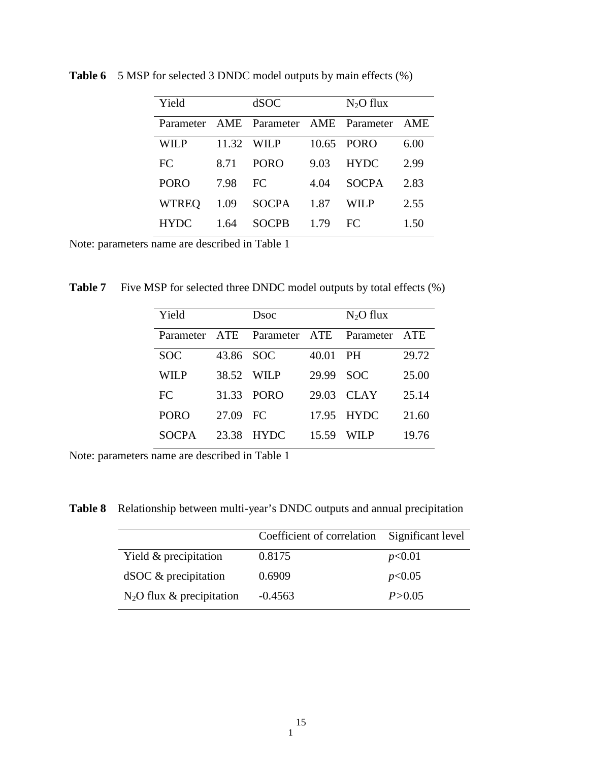**Table 6** 5 MSP for selected 3 DNDC model outputs by main effects (%)

| Yield | | dSOC | | $N_2O$ flux | |
|---|---|---|---|---|---|
| Parameter | AME | Parameter | AME | Parameter | AME |
| WILP | 11.32 | WILP | 10.65 | PORO | 6.00 |
| FC | 8.71 | PORO | 9.03 | HYDC | 2.99 |
| PORO | 7.98 | FC | 4.04 | SOCPA | 2.83 |
| WTREQ | 1.09 | SOCPA | 1.87 | WILP | 2.55 |
| HYDC | 1.64 | SOCPB | 1.79 | FC | 1.50 |

Note: parameters name are described in Table 1

**Table 7** Five MSP for selected three DNDC model outputs by total effects (%)

| Yield | | Dsoc | | $N_2O$ flux | |
|---|---|---|---|---|---|
| Parameter | ATE | Parameter | ATE | Parameter | ATE |
| SOC | 43.86 | SOC | 40.01 | PH | 29.72 |
| WILP | 38.52 | WILP | 29.99 | SOC | 25.00 |
| FC | 31.33 | PORO | 29.03 | CLAY | 25.14 |
| PORO | 27.09 | FC | 17.95 | HYDC | 21.60 |
| SOCPA | 23.38 | HYDC | 15.59 | WILP | 19.76 |

Note: parameters name are described in Table 1

**Table 8** Relationship between multi-year's DNDC outputs and annual precipitation

| | Coefficient of correlation | Significant level |
|---|---|---|
| Yield & precipitation | 0.8175 | $p<0.01$ |
| dSOC & precipitation | 0.6909 | $p<0.05$ |
| $N_2O$ flux & precipitation | -0.4563 | $P>0.05$ |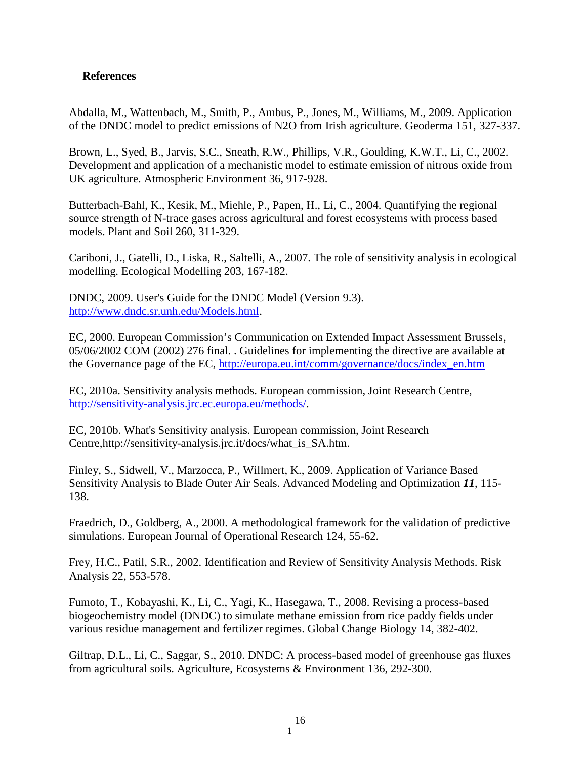## References

Abdalla, M., Wattenbach, M., Smith, P., Ambus, P., Jones, M., Williams, M., 2009. Application of the DNDC model to predict emissions of N2O from Irish agriculture. Geoderma 151, 327-337.

Brown, L., Syed, B., Jarvis, S.C., Sneath, R.W., Phillips, V.R., Goulding, K.W.T., Li, C., 2002. Development and application of a mechanistic model to estimate emission of nitrous oxide from UK agriculture. Atmospheric Environment 36, 917-928.

Butterbach-Bahl, K., Kesik, M., Miehle, P., Papen, H., Li, C., 2004. Quantifying the regional source strength of N-trace gases across agricultural and forest ecosystems with process based models. Plant and Soil 260, 311-329.

Cariboni, J., Gatelli, D., Liska, R., Saltelli, A., 2007. The role of sensitivity analysis in ecological modelling. Ecological Modelling 203, 167-182.

DNDC, 2009. User's Guide for the DNDC Model (Version 9.3). http://www.dndc.sr.unh.edu/Models.html.

EC, 2000. European Commission's Communication on Extended Impact Assessment Brussels, 05/06/2002 COM (2002) 276 final. . Guidelines for implementing the directive are available at the Governance page of the EC, http://europa.eu.int/comm/governance/docs/index_en.htm

EC, 2010a. Sensitivity analysis methods. European commission, Joint Research Centre, http://sensitivity-analysis.jrc.ec.europa.eu/methods/.

EC, 2010b. What's Sensitivity analysis. European commission, Joint Research Centre,http://sensitivity-analysis.jrc.it/docs/what_is_SA.htm.

Finley, S., Sidwell, V., Marzocca, P., Willmert, K., 2009. Application of Variance Based Sensitivity Analysis to Blade Outer Air Seals. Advanced Modeling and Optimization ***11***, 115-138.

Fraedrich, D., Goldberg, A., 2000. A methodological framework for the validation of predictive simulations. European Journal of Operational Research 124, 55-62.

Frey, H.C., Patil, S.R., 2002. Identification and Review of Sensitivity Analysis Methods. Risk Analysis 22, 553-578.

Fumoto, T., Kobayashi, K., Li, C., Yagi, K., Hasegawa, T., 2008. Revising a process-based biogeochemistry model (DNDC) to simulate methane emission from rice paddy fields under various residue management and fertilizer regimes. Global Change Biology 14, 382-402.

Giltrap, D.L., Li, C., Saggar, S., 2010. DNDC: A process-based model of greenhouse gas fluxes from agricultural soils. Agriculture, Ecosystems & Environment 136, 292-300.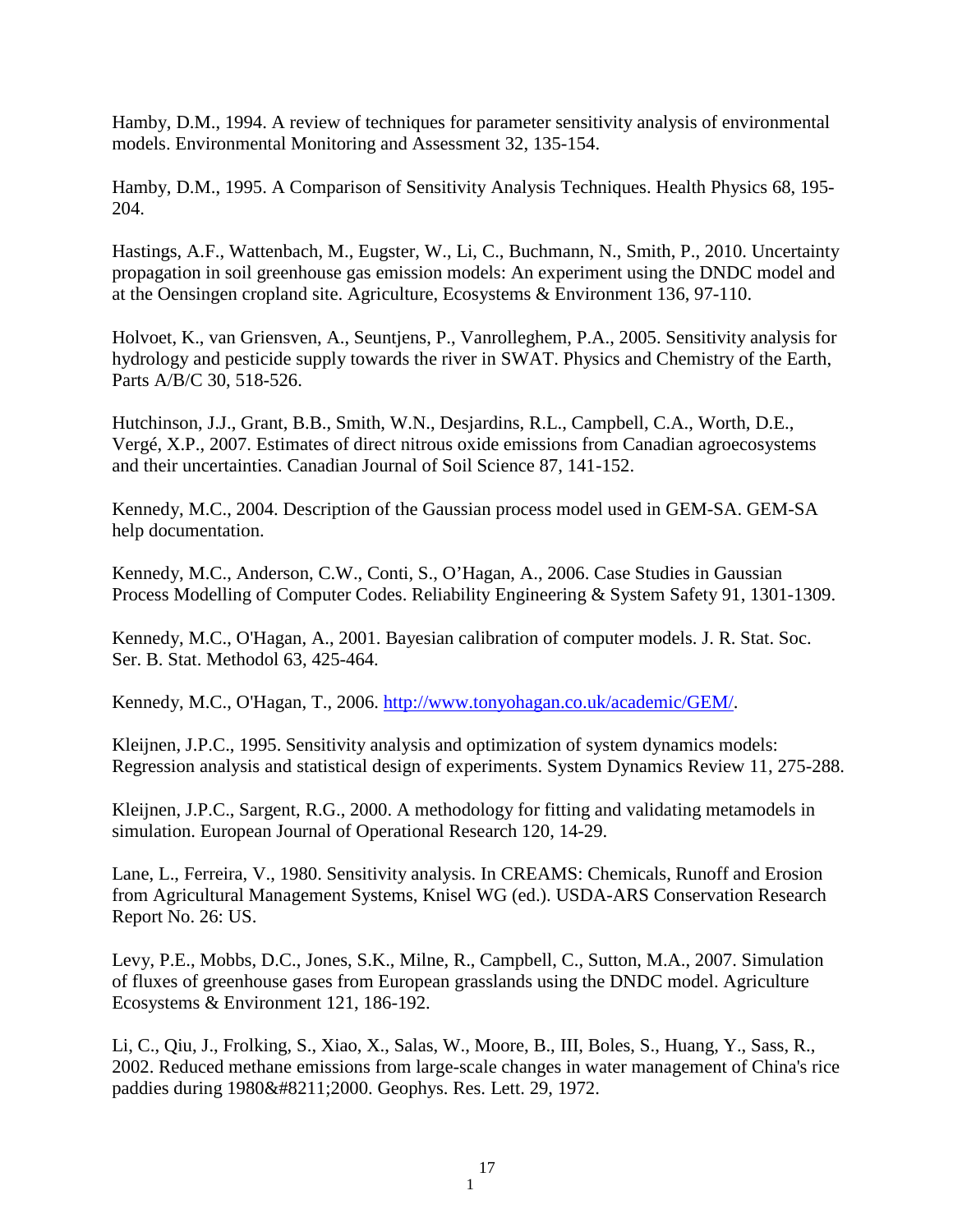Hamby, D.M., 1994. A review of techniques for parameter sensitivity analysis of environmental models. Environmental Monitoring and Assessment 32, 135-154.

Hamby, D.M., 1995. A Comparison of Sensitivity Analysis Techniques. Health Physics 68, 195-204.

Hastings, A.F., Wattenbach, M., Eugster, W., Li, C., Buchmann, N., Smith, P., 2010. Uncertainty propagation in soil greenhouse gas emission models: An experiment using the DNDC model and at the Oensingen cropland site. Agriculture, Ecosystems & Environment 136, 97-110.

Holvoet, K., van Griensven, A., Seuntjens, P., Vanrolleghem, P.A., 2005. Sensitivity analysis for hydrology and pesticide supply towards the river in SWAT. Physics and Chemistry of the Earth, Parts A/B/C 30, 518-526.

Hutchinson, J.J., Grant, B.B., Smith, W.N., Desjardins, R.L., Campbell, C.A., Worth, D.E., Vergé, X.P., 2007. Estimates of direct nitrous oxide emissions from Canadian agroecosystems and their uncertainties. Canadian Journal of Soil Science 87, 141-152.

Kennedy, M.C., 2004. Description of the Gaussian process model used in GEM-SA. GEM-SA help documentation.

Kennedy, M.C., Anderson, C.W., Conti, S., O'Hagan, A., 2006. Case Studies in Gaussian Process Modelling of Computer Codes. Reliability Engineering & System Safety 91, 1301-1309.

Kennedy, M.C., O'Hagan, A., 2001. Bayesian calibration of computer models. J. R. Stat. Soc. Ser. B. Stat. Methodol 63, 425-464.

Kennedy, M.C., O'Hagan, T., 2006. http://www.tonyohagan.co.uk/academic/GEM/.

Kleijnen, J.P.C., 1995. Sensitivity analysis and optimization of system dynamics models: Regression analysis and statistical design of experiments. System Dynamics Review 11, 275-288.

Kleijnen, J.P.C., Sargent, R.G., 2000. A methodology for fitting and validating metamodels in simulation. European Journal of Operational Research 120, 14-29.

Lane, L., Ferreira, V., 1980. Sensitivity analysis. In CREAMS: Chemicals, Runoff and Erosion from Agricultural Management Systems, Knisel WG (ed.). USDA-ARS Conservation Research Report No. 26: US.

Levy, P.E., Mobbs, D.C., Jones, S.K., Milne, R., Campbell, C., Sutton, M.A., 2007. Simulation of fluxes of greenhouse gases from European grasslands using the DNDC model. Agriculture Ecosystems & Environment 121, 186-192.

Li, C., Qiu, J., Frolking, S., Xiao, X., Salas, W., Moore, B., III, Boles, S., Huang, Y., Sass, R., 2002. Reduced methane emissions from large-scale changes in water management of China's rice paddies during 1980&#8211;2000. Geophys. Res. Lett. 29, 1972.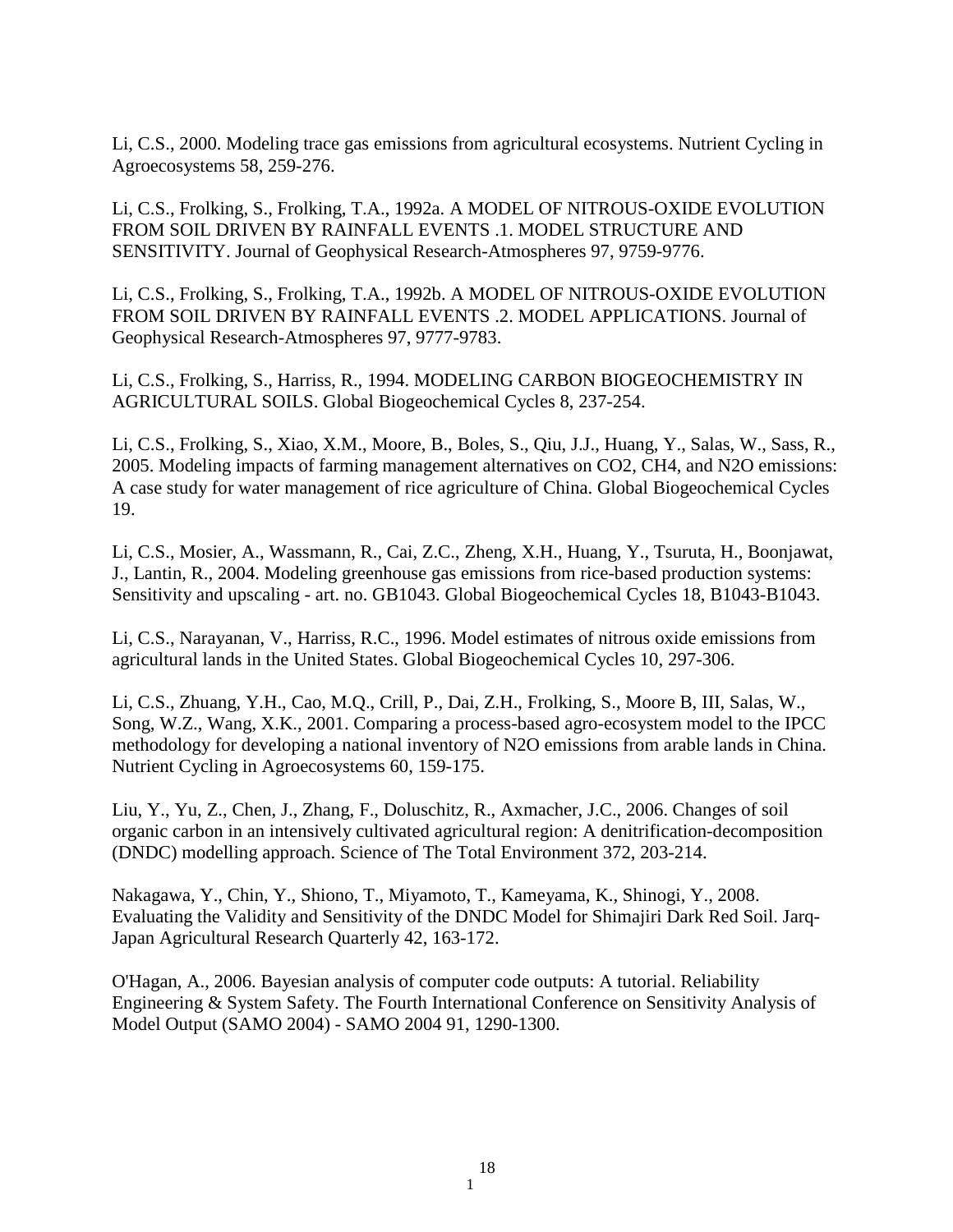Li, C.S., 2000. Modeling trace gas emissions from agricultural ecosystems. Nutrient Cycling in Agroecosystems 58, 259-276.

Li, C.S., Frolking, S., Frolking, T.A., 1992a. A MODEL OF NITROUS-OXIDE EVOLUTION FROM SOIL DRIVEN BY RAINFALL EVENTS .1. MODEL STRUCTURE AND SENSITIVITY. Journal of Geophysical Research-Atmospheres 97, 9759-9776.

Li, C.S., Frolking, S., Frolking, T.A., 1992b. A MODEL OF NITROUS-OXIDE EVOLUTION FROM SOIL DRIVEN BY RAINFALL EVENTS .2. MODEL APPLICATIONS. Journal of Geophysical Research-Atmospheres 97, 9777-9783.

Li, C.S., Frolking, S., Harriss, R., 1994. MODELING CARBON BIOGEOCHEMISTRY IN AGRICULTURAL SOILS. Global Biogeochemical Cycles 8, 237-254.

Li, C.S., Frolking, S., Xiao, X.M., Moore, B., Boles, S., Qiu, J.J., Huang, Y., Salas, W., Sass, R., 2005. Modeling impacts of farming management alternatives on CO2, CH4, and N2O emissions: A case study for water management of rice agriculture of China. Global Biogeochemical Cycles 19.

Li, C.S., Mosier, A., Wassmann, R., Cai, Z.C., Zheng, X.H., Huang, Y., Tsuruta, H., Boonjawat, J., Lantin, R., 2004. Modeling greenhouse gas emissions from rice-based production systems: Sensitivity and upscaling - art. no. GB1043. Global Biogeochemical Cycles 18, B1043-B1043.

Li, C.S., Narayanan, V., Harriss, R.C., 1996. Model estimates of nitrous oxide emissions from agricultural lands in the United States. Global Biogeochemical Cycles 10, 297-306.

Li, C.S., Zhuang, Y.H., Cao, M.Q., Crill, P., Dai, Z.H., Frolking, S., Moore B, III, Salas, W., Song, W.Z., Wang, X.K., 2001. Comparing a process-based agro-ecosystem model to the IPCC methodology for developing a national inventory of N2O emissions from arable lands in China. Nutrient Cycling in Agroecosystems 60, 159-175.

Liu, Y., Yu, Z., Chen, J., Zhang, F., Doluschitz, R., Axmacher, J.C., 2006. Changes of soil organic carbon in an intensively cultivated agricultural region: A denitrification-decomposition (DNDC) modelling approach. Science of The Total Environment 372, 203-214.

Nakagawa, Y., Chin, Y., Shiono, T., Miyamoto, T., Kameyama, K., Shinogi, Y., 2008. Evaluating the Validity and Sensitivity of the DNDC Model for Shimajiri Dark Red Soil. Jarq-Japan Agricultural Research Quarterly 42, 163-172.

O'Hagan, A., 2006. Bayesian analysis of computer code outputs: A tutorial. Reliability Engineering & System Safety. The Fourth International Conference on Sensitivity Analysis of Model Output (SAMO 2004) - SAMO 2004 91, 1290-1300.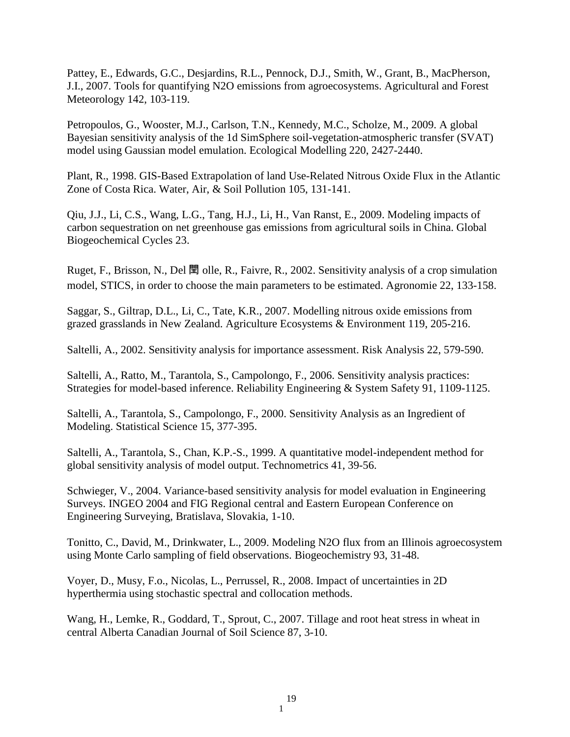Pattey, E., Edwards, G.C., Desjardins, R.L., Pennock, D.J., Smith, W., Grant, B., MacPherson, J.I., 2007. Tools for quantifying N2O emissions from agroecosystems. Agricultural and Forest Meteorology 142, 103-119.

Petropoulos, G., Wooster, M.J., Carlson, T.N., Kennedy, M.C., Scholze, M., 2009. A global Bayesian sensitivity analysis of the 1d SimSphere soil-vegetation-atmospheric transfer (SVAT) model using Gaussian model emulation. Ecological Modelling 220, 2427-2440.

Plant, R., 1998. GIS-Based Extrapolation of land Use-Related Nitrous Oxide Flux in the Atlantic Zone of Costa Rica. Water, Air, & Soil Pollution 105, 131-141.

Qiu, J.J., Li, C.S., Wang, L.G., Tang, H.J., Li, H., Van Ranst, E., 2009. Modeling impacts of carbon sequestration on net greenhouse gas emissions from agricultural soils in China. Global Biogeochemical Cycles 23.

Ruget, F., Brisson, N., Del 閏 olle, R., Faivre, R., 2002. Sensitivity analysis of a crop simulation model, STICS, in order to choose the main parameters to be estimated. Agronomie 22, 133-158.

Saggar, S., Giltrap, D.L., Li, C., Tate, K.R., 2007. Modelling nitrous oxide emissions from grazed grasslands in New Zealand. Agriculture Ecosystems & Environment 119, 205-216.

Saltelli, A., 2002. Sensitivity analysis for importance assessment. Risk Analysis 22, 579-590.

Saltelli, A., Ratto, M., Tarantola, S., Campolongo, F., 2006. Sensitivity analysis practices: Strategies for model-based inference. Reliability Engineering & System Safety 91, 1109-1125.

Saltelli, A., Tarantola, S., Campolongo, F., 2000. Sensitivity Analysis as an Ingredient of Modeling. Statistical Science 15, 377-395.

Saltelli, A., Tarantola, S., Chan, K.P.-S., 1999. A quantitative model-independent method for global sensitivity analysis of model output. Technometrics 41, 39-56.

Schwieger, V., 2004. Variance-based sensitivity analysis for model evaluation in Engineering Surveys. INGEO 2004 and FIG Regional central and Eastern European Conference on Engineering Surveying, Bratislava, Slovakia, 1-10.

Tonitto, C., David, M., Drinkwater, L., 2009. Modeling N2O flux from an Illinois agroecosystem using Monte Carlo sampling of field observations. Biogeochemistry 93, 31-48.

Voyer, D., Musy, F.o., Nicolas, L., Perrussel, R., 2008. Impact of uncertainties in 2D hyperthermia using stochastic spectral and collocation methods.

Wang, H., Lemke, R., Goddard, T., Sprout, C., 2007. Tillage and root heat stress in wheat in central Alberta Canadian Journal of Soil Science 87, 3-10.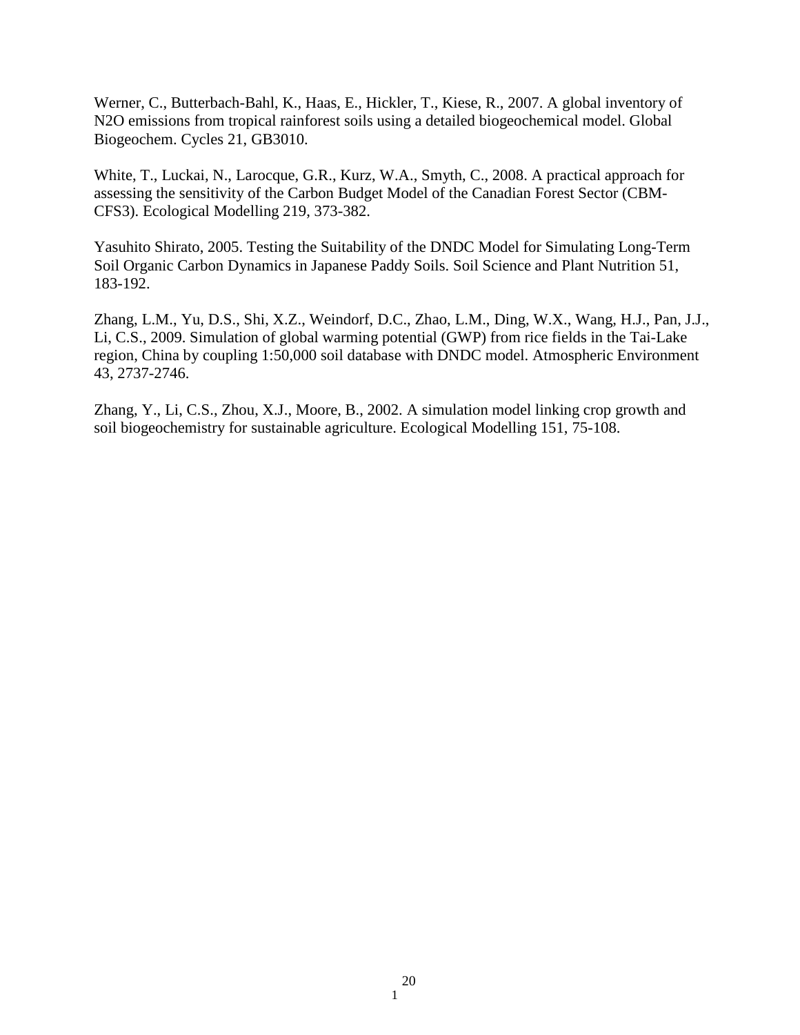Werner, C., Butterbach-Bahl, K., Haas, E., Hickler, T., Kiese, R., 2007. A global inventory of N2O emissions from tropical rainforest soils using a detailed biogeochemical model. Global Biogeochem. Cycles 21, GB3010.

White, T., Luckai, N., Larocque, G.R., Kurz, W.A., Smyth, C., 2008. A practical approach for assessing the sensitivity of the Carbon Budget Model of the Canadian Forest Sector (CBM-CFS3). Ecological Modelling 219, 373-382.

Yasuhito Shirato, 2005. Testing the Suitability of the DNDC Model for Simulating Long-Term Soil Organic Carbon Dynamics in Japanese Paddy Soils. Soil Science and Plant Nutrition 51, 183-192.

Zhang, L.M., Yu, D.S., Shi, X.Z., Weindorf, D.C., Zhao, L.M., Ding, W.X., Wang, H.J., Pan, J.J., Li, C.S., 2009. Simulation of global warming potential (GWP) from rice fields in the Tai-Lake region, China by coupling 1:50,000 soil database with DNDC model. Atmospheric Environment 43, 2737-2746.

Zhang, Y., Li, C.S., Zhou, X.J., Moore, B., 2002. A simulation model linking crop growth and soil biogeochemistry for sustainable agriculture. Ecological Modelling 151, 75-108.